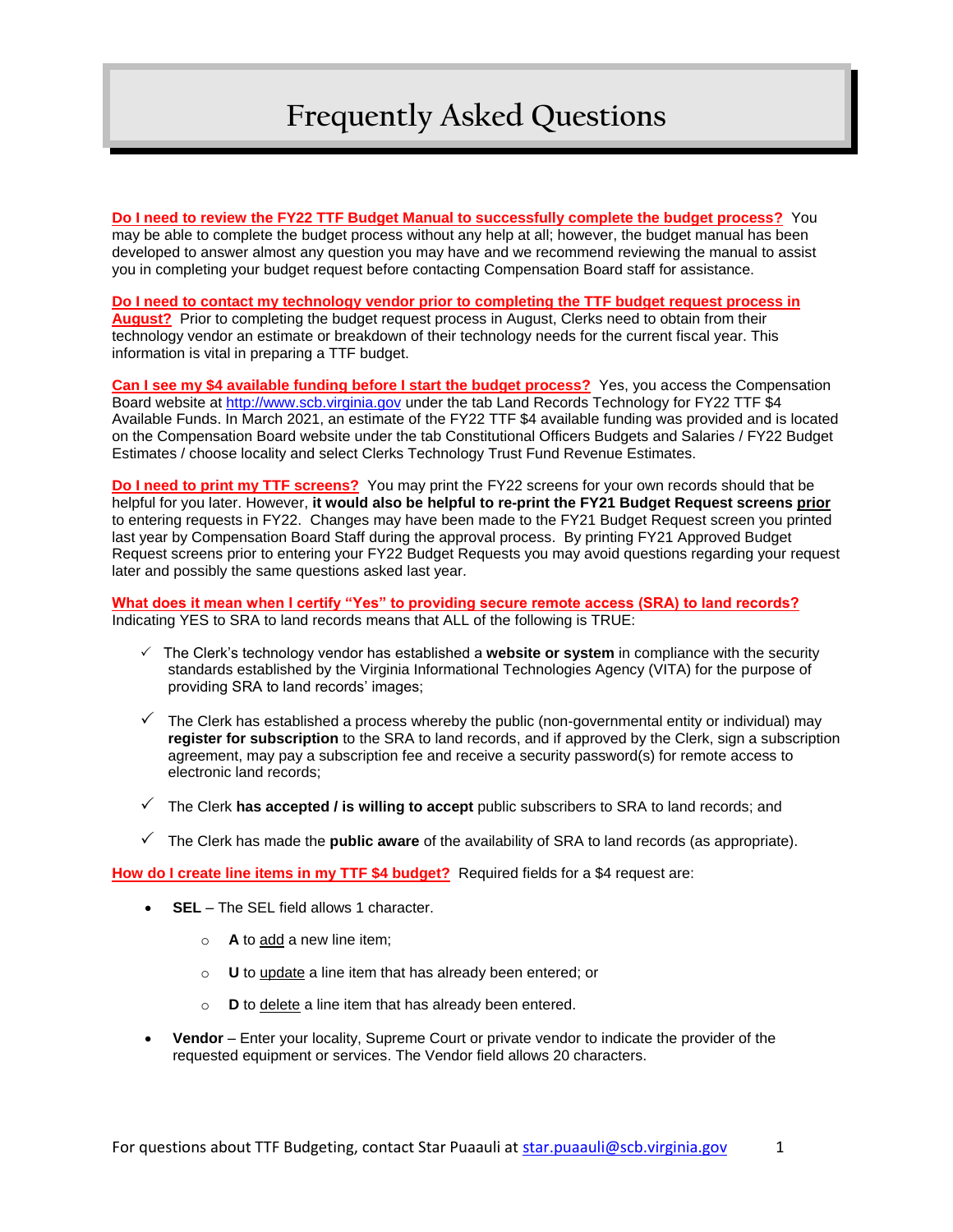# Frequently Asked Questions

**Do I need to review the FY22 TTF Budget Manual to successfully complete the budget process?** You may be able to complete the budget process without any help at all; however, the budget manual has been developed to answer almost any question you may have and we recommend reviewing the manual to assist you in completing your budget request before contacting Compensation Board staff for assistance.

**Do I need to contact my technology vendor prior to completing the TTF budget request process in August?** Prior to completing the budget request process in August, Clerks need to obtain from their technology vendor an estimate or breakdown of their technology needs for the current fiscal year. This information is vital in preparing a TTF budget.

**Can I see my $4 available funding before I start the budget process?** Yes, you access the Compensation Board website at [http://www.scb.virginia.gov](http://www.scb.virginia.gov) under the tab Land Records Technology for FY22 TTF $4 Available Funds. In March 2021, an estimate of the FY22 TTF $4 available funding was provided and is located on the Compensation Board website under the tab Constitutional Officers Budgets and Salaries / FY22 Budget Estimates / choose locality and select Clerks Technology Trust Fund Revenue Estimates.

**Do I need to print my TTF screens?** You may print the FY22 screens for your own records should that be helpful for you later. However, **it would also be helpful to re-print the FY21 Budget Request screens prior** to entering requests in FY22. Changes may have been made to the FY21 Budget Request screen you printed last year by Compensation Board Staff during the approval process. By printing FY21 Approved Budget Request screens prior to entering your FY22 Budget Requests you may avoid questions regarding your request later and possibly the same questions asked last year.

**What does it mean when I certify "Yes" to providing secure remote access (SRA) to land records?**
Indicating YES to SRA to land records means that ALL of the following is TRUE:

- ✓ The Clerk's technology vendor has established a **website or system** in compliance with the security standards established by the Virginia Informational Technologies Agency (VITA) for the purpose of providing SRA to land records' images;
- ✓ The Clerk has established a process whereby the public (non-governmental entity or individual) may **register for subscription** to the SRA to land records, and if approved by the Clerk, sign a subscription agreement, may pay a subscription fee and receive a security password(s) for remote access to electronic land records;
- ✓ The Clerk **has accepted / is willing to accept** public subscribers to SRA to land records; and
- ✓ The Clerk has made the **public aware** of the availability of SRA to land records (as appropriate).

**How do I create line items in my TTF $4 budget?** Required fields for a $4 request are:

- **SEL** – The SEL field allows 1 character.
  - **A** to add a new line item;
  - **U** to update a line item that has already been entered; or
  - **D** to delete a line item that has already been entered.
- **Vendor** – Enter your locality, Supreme Court or private vendor to indicate the provider of the requested equipment or services. The Vendor field allows 20 characters.

For questions about TTF Budgeting, contact Star Puaauli at [star.puaauli@scb.virginia.gov](mailto:star.puaauli@scb.virginia.gov)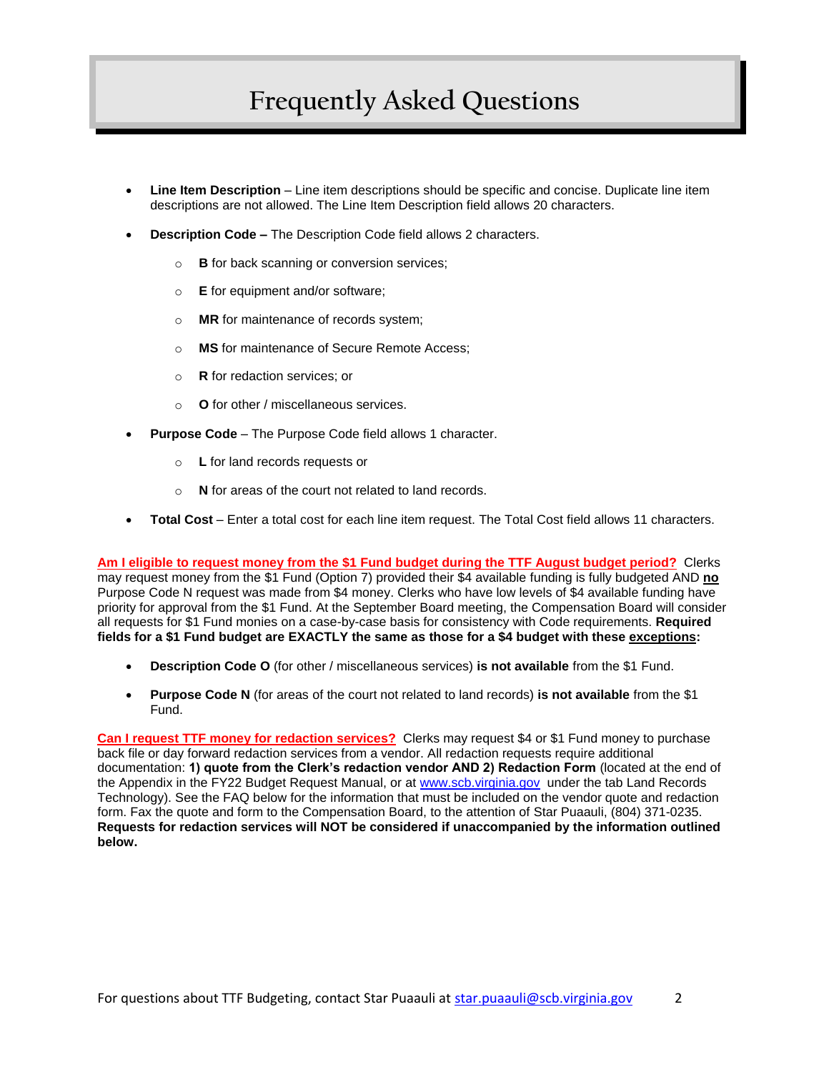# Frequently Asked Questions

- **Line Item Description** – Line item descriptions should be specific and concise. Duplicate line item descriptions are not allowed. The Line Item Description field allows 20 characters.
- **Description Code –** The Description Code field allows 2 characters.
  - **B** for back scanning or conversion services;
  - **E** for equipment and/or software;
  - **MR** for maintenance of records system;
  - **MS** for maintenance of Secure Remote Access;
  - **R** for redaction services; or
  - **O** for other / miscellaneous services.
- **Purpose Code** – The Purpose Code field allows 1 character.
  - **L** for land records requests or
  - **N** for areas of the court not related to land records.
- **Total Cost** – Enter a total cost for each line item request. The Total Cost field allows 11 characters.

**Am I eligible to request money from the $1 Fund budget during the TTF August budget period?** Clerks may request money from the $1 Fund (Option 7) provided their $4 available funding is fully budgeted AND **no** Purpose Code N request was made from $4 money. Clerks who have low levels of $4 available funding have priority for approval from the $1 Fund. At the September Board meeting, the Compensation Board will consider all requests for $1 Fund monies on a case-by-case basis for consistency with Code requirements. **Required fields for a $1 Fund budget are EXACTLY the same as those for a $4 budget with these exceptions:**

- **Description Code O** (for other / miscellaneous services) **is not available** from the $1 Fund.
- **Purpose Code N** (for areas of the court not related to land records) **is not available** from the $1 Fund.

**Can I request TTF money for redaction services?** Clerks may request $4 or $1 Fund money to purchase back file or day forward redaction services from a vendor. All redaction requests require additional documentation: **1) quote from the Clerk's redaction vendor AND 2) Redaction Form** (located at the end of the Appendix in the FY22 Budget Request Manual, or at www.scb.virginia.gov under the tab Land Records Technology). See the FAQ below for the information that must be included on the vendor quote and redaction form. Fax the quote and form to the Compensation Board, to the attention of Star Puaauli, (804) 371-0235. **Requests for redaction services will NOT be considered if unaccompanied by the information outlined below.**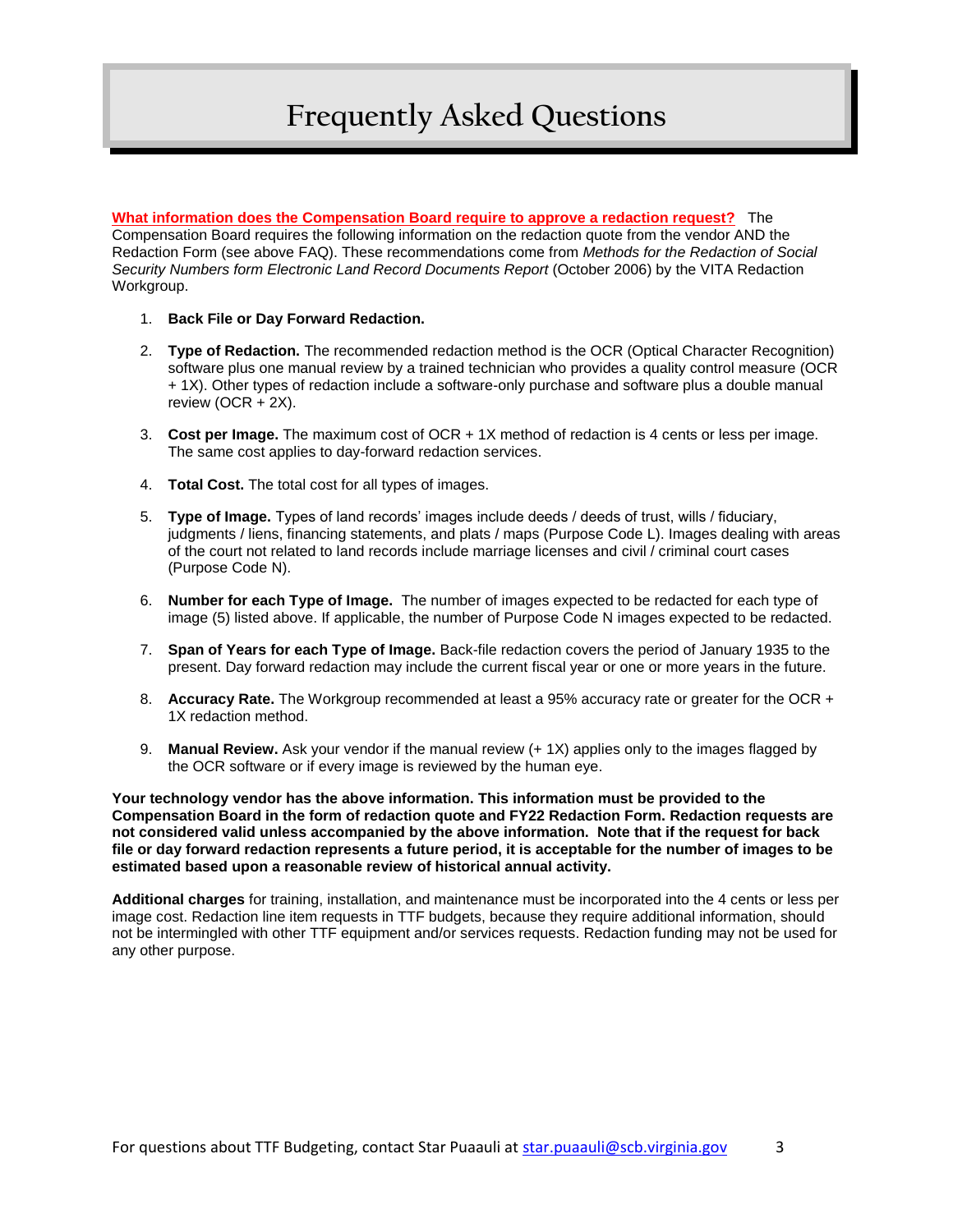# Frequently Asked Questions

**What information does the Compensation Board require to approve a redaction request?** The Compensation Board requires the following information on the redaction quote from the vendor AND the Redaction Form (see above FAQ). These recommendations come from *Methods for the Redaction of Social Security Numbers form Electronic Land Record Documents Report* (October 2006) by the VITA Redaction Workgroup.

1. **Back File or Day Forward Redaction.**
2. **Type of Redaction.** The recommended redaction method is the OCR (Optical Character Recognition) software plus one manual review by a trained technician who provides a quality control measure (OCR + 1X). Other types of redaction include a software-only purchase and software plus a double manual review (OCR + 2X).
3. **Cost per Image.** The maximum cost of OCR + 1X method of redaction is 4 cents or less per image. The same cost applies to day-forward redaction services.
4. **Total Cost.** The total cost for all types of images.
5. **Type of Image.** Types of land records' images include deeds / deeds of trust, wills / fiduciary, judgments / liens, financing statements, and plats / maps (Purpose Code L). Images dealing with areas of the court not related to land records include marriage licenses and civil / criminal court cases (Purpose Code N).
6. **Number for each Type of Image.** The number of images expected to be redacted for each type of image (5) listed above. If applicable, the number of Purpose Code N images expected to be redacted.
7. **Span of Years for each Type of Image.** Back-file redaction covers the period of January 1935 to the present. Day forward redaction may include the current fiscal year or one or more years in the future.
8. **Accuracy Rate.** The Workgroup recommended at least a 95% accuracy rate or greater for the OCR + 1X redaction method.
9. **Manual Review.** Ask your vendor if the manual review (+ 1X) applies only to the images flagged by the OCR software or if every image is reviewed by the human eye.

**Your technology vendor has the above information. This information must be provided to the Compensation Board in the form of redaction quote and FY22 Redaction Form. Redaction requests are not considered valid unless accompanied by the above information. Note that if the request for back file or day forward redaction represents a future period, it is acceptable for the number of images to be estimated based upon a reasonable review of historical annual activity.**

**Additional charges** for training, installation, and maintenance must be incorporated into the 4 cents or less per image cost. Redaction line item requests in TTF budgets, because they require additional information, should not be intermingled with other TTF equipment and/or services requests. Redaction funding may not be used for any other purpose.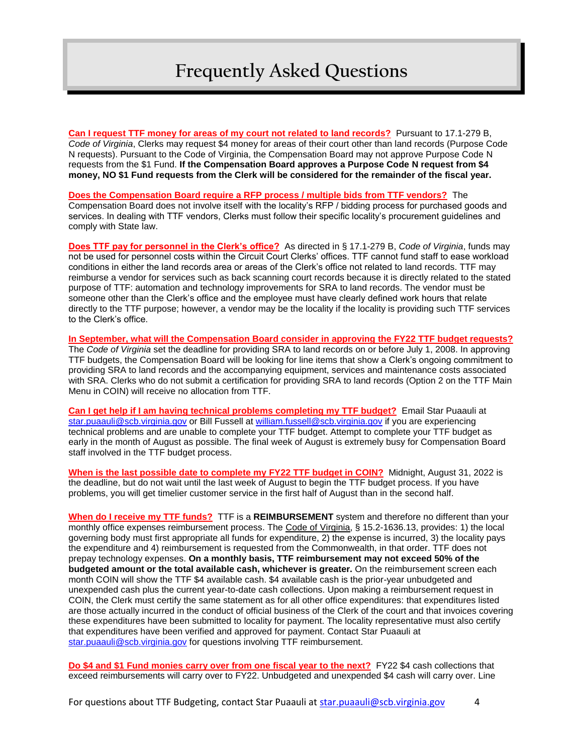# Frequently Asked Questions

**Can I request TTF money for areas of my court not related to land records?** Pursuant to 17.1-279 B, *Code of Virginia*, Clerks may request $4 money for areas of their court other than land records (Purpose Code N requests). Pursuant to the Code of Virginia, the Compensation Board may not approve Purpose Code N requests from the $1 Fund. **If the Compensation Board approves a Purpose Code N request from $4 money, NO $1 Fund requests from the Clerk will be considered for the remainder of the fiscal year.**

**Does the Compensation Board require a RFP process / multiple bids from TTF vendors?** The Compensation Board does not involve itself with the locality's RFP / bidding process for purchased goods and services. In dealing with TTF vendors, Clerks must follow their specific locality's procurement guidelines and comply with State law.

**Does TTF pay for personnel in the Clerk's office?** As directed in § 17.1-279 B, *Code of Virginia*, funds may not be used for personnel costs within the Circuit Court Clerks' offices. TTF cannot fund staff to ease workload conditions in either the land records area or areas of the Clerk's office not related to land records. TTF may reimburse a vendor for services such as back scanning court records because it is directly related to the stated purpose of TTF: automation and technology improvements for SRA to land records. The vendor must be someone other than the Clerk's office and the employee must have clearly defined work hours that relate directly to the TTF purpose; however, a vendor may be the locality if the locality is providing such TTF services to the Clerk's office.

**In September, what will the Compensation Board consider in approving the FY22 TTF budget requests?** The *Code of Virginia* set the deadline for providing SRA to land records on or before July 1, 2008. In approving TTF budgets, the Compensation Board will be looking for line items that show a Clerk's ongoing commitment to providing SRA to land records and the accompanying equipment, services and maintenance costs associated with SRA. Clerks who do not submit a certification for providing SRA to land records (Option 2 on the TTF Main Menu in COIN) will receive no allocation from TTF.

**Can I get help if I am having technical problems completing my TTF budget?** Email Star Puaauli at star.puaauli@scb.virginia.gov or Bill Fussell at william.fussell@scb.virginia.gov if you are experiencing technical problems and are unable to complete your TTF budget. Attempt to complete your TTF budget as early in the month of August as possible. The final week of August is extremely busy for Compensation Board staff involved in the TTF budget process.

**When is the last possible date to complete my FY22 TTF budget in COIN?** Midnight, August 31, 2022 is the deadline, but do not wait until the last week of August to begin the TTF budget process. If you have problems, you will get timelier customer service in the first half of August than in the second half.

**When do I receive my TTF funds?** TTF is a **REIMBURSEMENT** system and therefore no different than your monthly office expenses reimbursement process. The Code of Virginia, § 15.2-1636.13, provides: 1) the local governing body must first appropriate all funds for expenditure, 2) the expense is incurred, 3) the locality pays the expenditure and 4) reimbursement is requested from the Commonwealth, in that order. TTF does not prepay technology expenses. **On a monthly basis, TTF reimbursement may not exceed 50% of the budgeted amount or the total available cash, whichever is greater.** On the reimbursement screen each month COIN will show the TTF $4 available cash. $4 available cash is the prior-year unbudgeted and unexpended cash plus the current year-to-date cash collections. Upon making a reimbursement request in COIN, the Clerk must certify the same statement as for all other office expenditures: that expenditures listed are those actually incurred in the conduct of official business of the Clerk of the court and that invoices covering these expenditures have been submitted to locality for payment. The locality representative must also certify that expenditures have been verified and approved for payment. Contact Star Puaauli at star.puaauli@scb.virginia.gov for questions involving TTF reimbursement.

**Do $4 and $1 Fund monies carry over from one fiscal year to the next?** FY22 $4 cash collections that exceed reimbursements will carry over to FY22. Unbudgeted and unexpended $4 cash will carry over. Line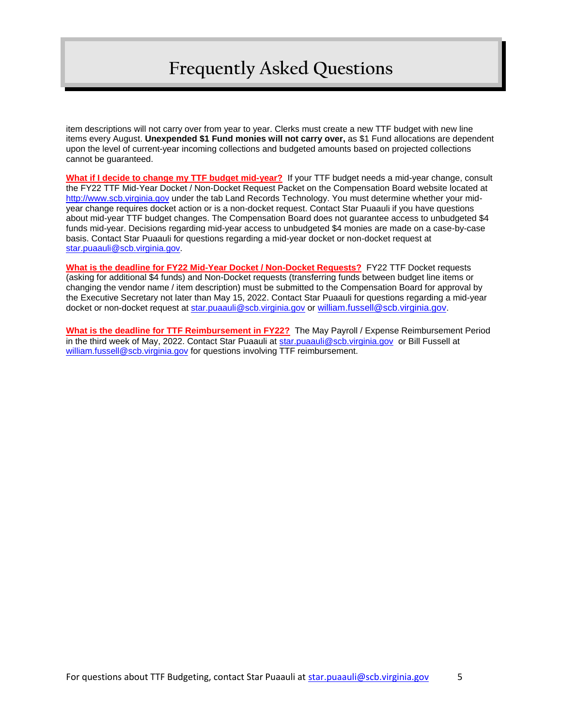# Frequently Asked Questions

item descriptions will not carry over from year to year. Clerks must create a new TTF budget with new line items every August. **Unexpended $1 Fund monies will not carry over,** as $1 Fund allocations are dependent upon the level of current-year incoming collections and budgeted amounts based on projected collections cannot be guaranteed.

**What if I decide to change my TTF budget mid-year?** If your TTF budget needs a mid-year change, consult the FY22 TTF Mid-Year Docket / Non-Docket Request Packet on the Compensation Board website located at http://www.scb.virginia.gov under the tab Land Records Technology. You must determine whether your mid-year change requires docket action or is a non-docket request. Contact Star Puaauli if you have questions about mid-year TTF budget changes. The Compensation Board does not guarantee access to unbudgeted $4 funds mid-year. Decisions regarding mid-year access to unbudgeted $4 monies are made on a case-by-case basis. Contact Star Puaauli for questions regarding a mid-year docket or non-docket request at star.puaauli@scb.virginia.gov.

**What is the deadline for FY22 Mid-Year Docket / Non-Docket Requests?** FY22 TTF Docket requests (asking for additional $4 funds) and Non-Docket requests (transferring funds between budget line items or changing the vendor name / item description) must be submitted to the Compensation Board for approval by the Executive Secretary not later than May 15, 2022. Contact Star Puaauli for questions regarding a mid-year docket or non-docket request at star.puaauli@scb.virginia.gov or william.fussell@scb.virginia.gov.

**What is the deadline for TTF Reimbursement in FY22?** The May Payroll / Expense Reimbursement Period in the third week of May, 2022. Contact Star Puaauli at star.puaauli@scb.virginia.gov or Bill Fussell at william.fussell@scb.virginia.gov for questions involving TTF reimbursement.

For questions about TTF Budgeting, contact Star Puaauli at star.puaauli@scb.virginia.gov